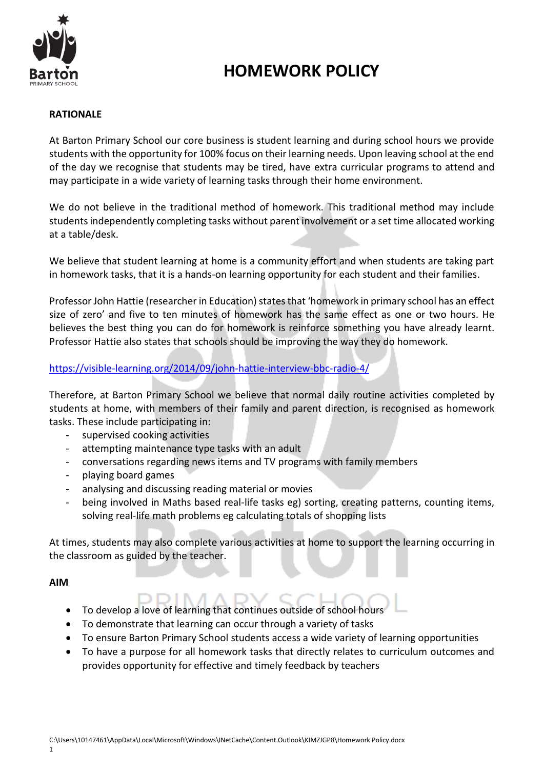# HOMEWORK POLICY

**RATIONALE**

At Barton Primary School our core business is student learning and during school hours we provide students with the opportunity for 100% focus on their learning needs. Upon leaving school at the end of the day we recognise that students may be tired, have extra curricular programs to attend and may participate in a wide variety of learning tasks through their home environment.

We do not believe in the traditional method of homework. This traditional method may include students independently completing tasks without parent involvement or a set time allocated working at a table/desk.

We believe that student learning at home is a community effort and when students are taking part in homework tasks, that it is a hands-on learning opportunity for each student and their families.

Professor John Hattie (researcher in Education) states that 'homework in primary school has an effect size of zero' and five to ten minutes of homework has the same effect as one or two hours. He believes the best thing you can do for homework is reinforce something you have already learnt. Professor Hattie also states that schools should be improving the way they do homework.

https://visible-learning.org/2014/09/john-hattie-interview-bbc-radio-4/

Therefore, at Barton Primary School we believe that normal daily routine activities completed by students at home, with members of their family and parent direction, is recognised as homework tasks. These include participating in:

- supervised cooking activities
- attempting maintenance type tasks with an adult
- conversations regarding news items and TV programs with family members
- playing board games
- analysing and discussing reading material or movies
- being involved in Maths based real-life tasks eg) sorting, creating patterns, counting items, solving real-life math problems eg calculating totals of shopping lists

At times, students may also complete various activities at home to support the learning occurring in the classroom as guided by the teacher.

**AIM**

- To develop a love of learning that continues outside of school hours
- To demonstrate that learning can occur through a variety of tasks
- To ensure Barton Primary School students access a wide variety of learning opportunities
- To have a purpose for all homework tasks that directly relates to curriculum outcomes and provides opportunity for effective and timely feedback by teachers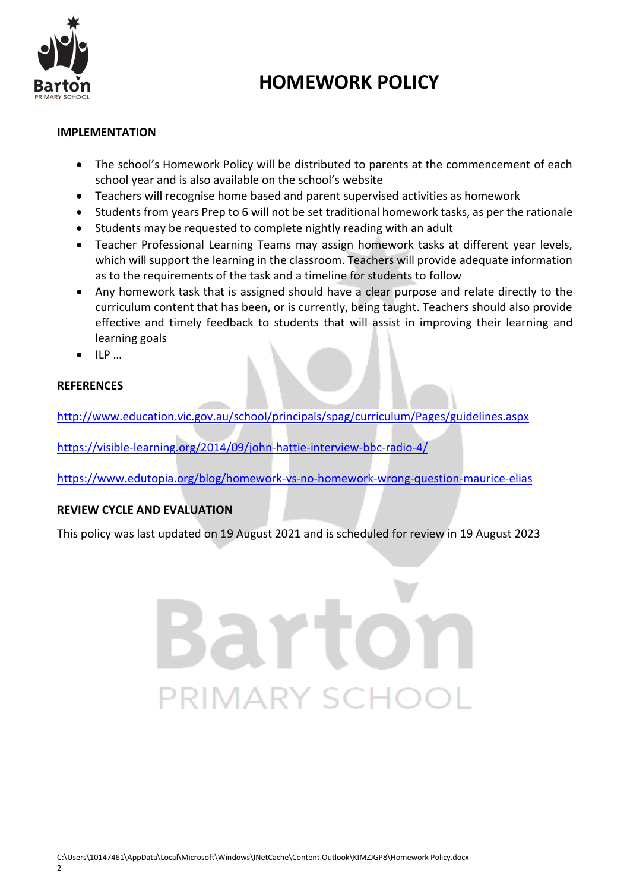# HOMEWORK POLICY

**IMPLEMENTATION**

- The school's Homework Policy will be distributed to parents at the commencement of each school year and is also available on the school's website
- Teachers will recognise home based and parent supervised activities as homework
- Students from years Prep to 6 will not be set traditional homework tasks, as per the rationale
- Students may be requested to complete nightly reading with an adult
- Teacher Professional Learning Teams may assign homework tasks at different year levels, which will support the learning in the classroom. Teachers will provide adequate information as to the requirements of the task and a timeline for students to follow
- Any homework task that is assigned should have a clear purpose and relate directly to the curriculum content that has been, or is currently, being taught. Teachers should also provide effective and timely feedback to students that will assist in improving their learning and learning goals
- ILP …

**REFERENCES**

http://www.education.vic.gov.au/school/principals/spag/curriculum/Pages/guidelines.aspx

https://visible-learning.org/2014/09/john-hattie-interview-bbc-radio-4/

https://www.edutopia.org/blog/homework-vs-no-homework-wrong-question-maurice-elias

**REVIEW CYCLE AND EVALUATION**

This policy was last updated on 19 August 2021 and is scheduled for review in 19 August 2023